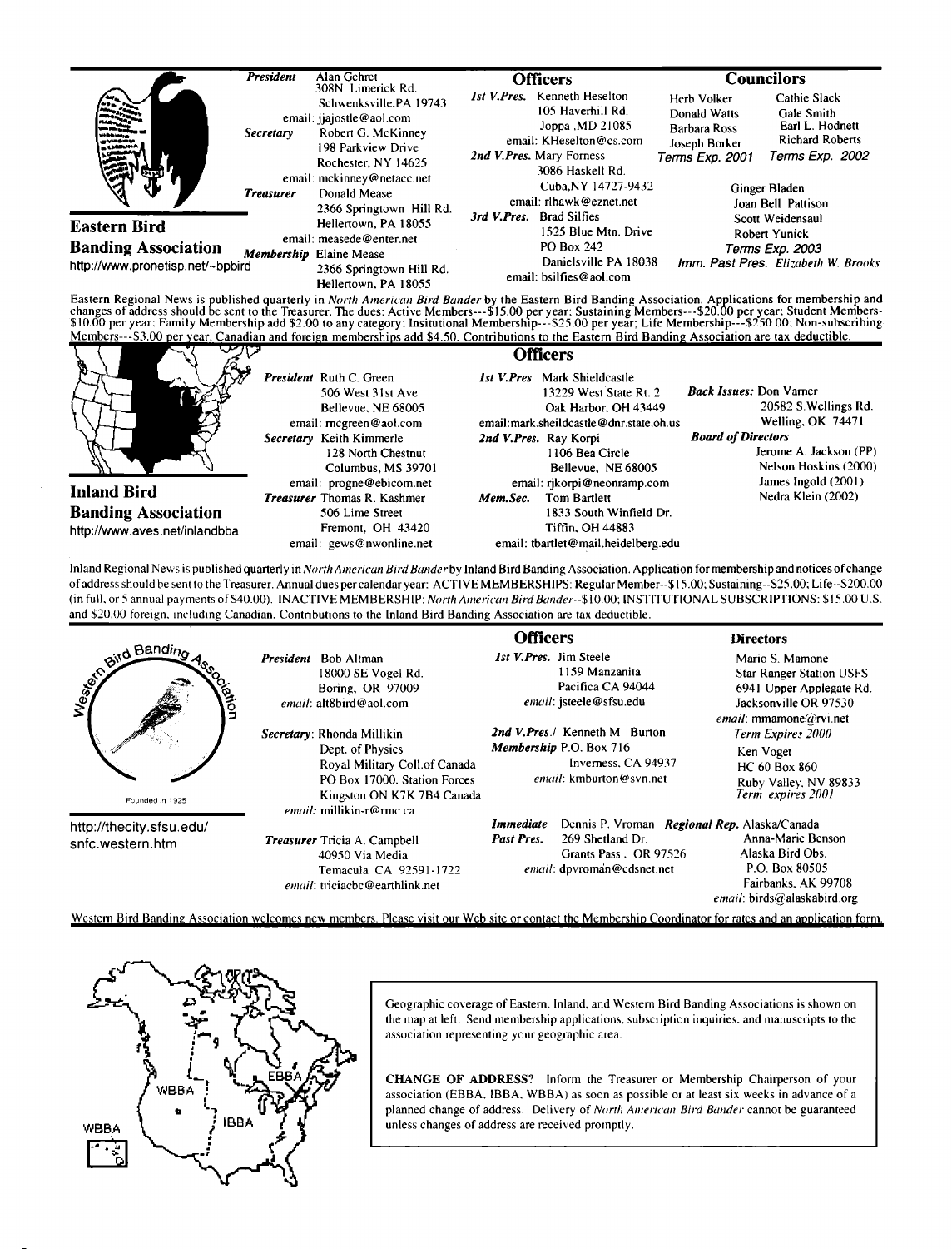## Eastern Bird Banding Association

http://www.pronetisp.net/~bpbird

**President** Alan Gehret
308N. Limerick Rd.
Schwenksville,PA 19743
email: jjajostle@aol.com

**Secretary** Robert G. McKinney
198 Parkview Drive
Rochester, NY 14625
email: mckinney@netacc.net

**Treasurer** Donald Mease
2366 Springtown Hill Rd.
Hellertown, PA 18055
email: measede@enter.net

**Membership** Elaine Mease
2366 Springtown Hill Rd.
Hellertown, PA 18055

### Officers

**1st V.Pres.** Kenneth Heselton
105 Haverhill Rd.
Joppa ,MD 21085
email: KHeselton@cs.com

**2nd V.Pres.** Mary Forness
3086 Haskell Rd.
Cuba,NY 14727-9432
email: rlhawk@eznet.net

**3rd V.Pres.** Brad Silfies
1525 Blue Mtn. Drive
PO Box 242
Danielsville PA 18038
email: bsilfies@aol.com

### Councilors

Herb Volker, Donald Watts, Barbara Ross, Joseph Borker — *Terms Exp. 2001*

Cathie Slack, Gale Smith, Earl L. Hodnett, Richard Roberts — *Terms Exp. 2002*

Ginger Bladen, Joan Bell Pattison, Scott Weidensaul, Robert Yunick — *Terms Exp. 2003*

*Imm. Past Pres.* *Elizabeth W. Brooks*

Eastern Regional News is published quarterly in *North American Bird Bander* by the Eastern Bird Banding Association. Applications for membership and changes of address should be sent to the Treasurer. The dues: Active Members---$15.00 per year; Sustaining Members---$20.00 per year; Student Members-$10.00 per year; Family Membership add $2.00 to any category; Insitutional Membership---$25.00 per year; Life Membership---$250.00; Non-subscribing Members---$3.00 per year. Canadian and foreign memberships add $4.50. Contributions to the Eastern Bird Banding Association are tax deductible.

## Inland Bird Banding Association

http://www.aves.net/inlandbba

**President** Ruth C. Green
506 West 31st Ave
Bellevue, NE 68005
email: rncgreen@aol.com

**Secretary** Keith Kimmerle
128 North Chestnut
Columbus, MS 39701
email: progne@ebicom.net

**Treasurer** Thomas R. Kashmer
506 Lime Street
Fremont, OH 43420
email: gews@nwonline.net

### Officers

**1st V.Pres** Mark Shieldcastle
13229 West State Rt. 2
Oak Harbor, OH 43449
email:mark.sheildcastle@dnr.state.oh.us

**2nd V.Pres.** Ray Korpi
1106 Bea Circle
Bellevue, NE 68005
email: rjkorpi@neonramp.com

**Mem.Sec.** Tom Bartlett
1833 South Winfield Dr.
Tiffin, OH 44883
email: tbartlet@mail.heidelberg.edu

**Back Issues:** Don Varner
20582 S.Wellings Rd.
Welling, OK 74471

**Board of Directors**
Jerome A. Jackson (PP)
Nelson Hoskins (2000)
James Ingold (2001)
Nedra Klein (2002)

Inland Regional News is published quarterly in *North American Bird Bander* by Inland Bird Banding Association. Application for membership and notices of change of address should be sent to the Treasurer. Annual dues per calendar year: ACTIVE MEMBERSHIPS: Regular Member--$15.00; Sustaining--$25.00; Life--$200.00 (in full, or 5 annual payments of $40.00). INACTIVE MEMBERSHIP: *North American Bird Bander*--$10.00; INSTITUTIONAL SUBSCRIPTIONS: $15.00 U.S. and $20.00 foreign, including Canadian. Contributions to the Inland Bird Banding Association are tax deductible.

## Western Bird Banding Association

Founded in 1925

http://thecity.sfsu.edu/snfc.western.htm

**President** Bob Altman
18000 SE Vogel Rd.
Boring, OR 97009
*email*: alt8bird@aol.com

**Secretary**: Rhonda Millikin
Dept. of Physics
Royal Military Coll.of Canada
PO Box 17000, Station Forces
Kingston ON K7K 7B4 Canada
*email*: millikin-r@rmc.ca

**Treasurer** Tricia A. Campbell
40950 Via Media
Temacula CA 92591-1722
*email*: triciacbc@earthlink.net

### Officers

**1st V.Pres.** Jim Steele
1159 Manzanita
Pacifica CA 94044
*email*: jsteele@sfsu.edu

**2nd V.Pres./ Membership** Kenneth M. Burton
P.O. Box 716
Inverness, CA 94937
*email*: kmburton@svn.net

**Immediate Past Pres.** Dennis P. Vroman
269 Shetland Dr.
Grants Pass , OR 97526
*email*: dpvroman@cdsnet.net

### Directors

Mario S. Mamone
Star Ranger Station USFS
6941 Upper Applegate Rd.
Jacksonville OR 97530
*email*: mmamone@rvi.net
*Term Expires 2000*

Ken Voget
HC 60 Box 860
Ruby Valley, NV 89833
*Term expires 2001*

**Regional Rep.** Alaska/Canada
Anna-Marie Benson
Alaska Bird Obs.
P.O. Box 80505
Fairbanks, AK 99708
*email*: birds@alaskabird.org

Western Bird Banding Association welcomes new members. Please visit our Web site or contact the Membership Coordinator for rates and an application form.

WBBA — IBBA — EBBA

Geographic coverage of Eastern, Inland, and Western Bird Banding Associations is shown on the map at left. Send membership applications, subscription inquiries, and manuscripts to the association representing your geographic area.

**CHANGE OF ADDRESS?** Inform the Treasurer or Membership Chairperson of your association (EBBA, IBBA, WBBA) as soon as possible or at least six weeks in advance of a planned change of address. Delivery of *North American Bird Bander* cannot be guaranteed unless changes of address are received promptly.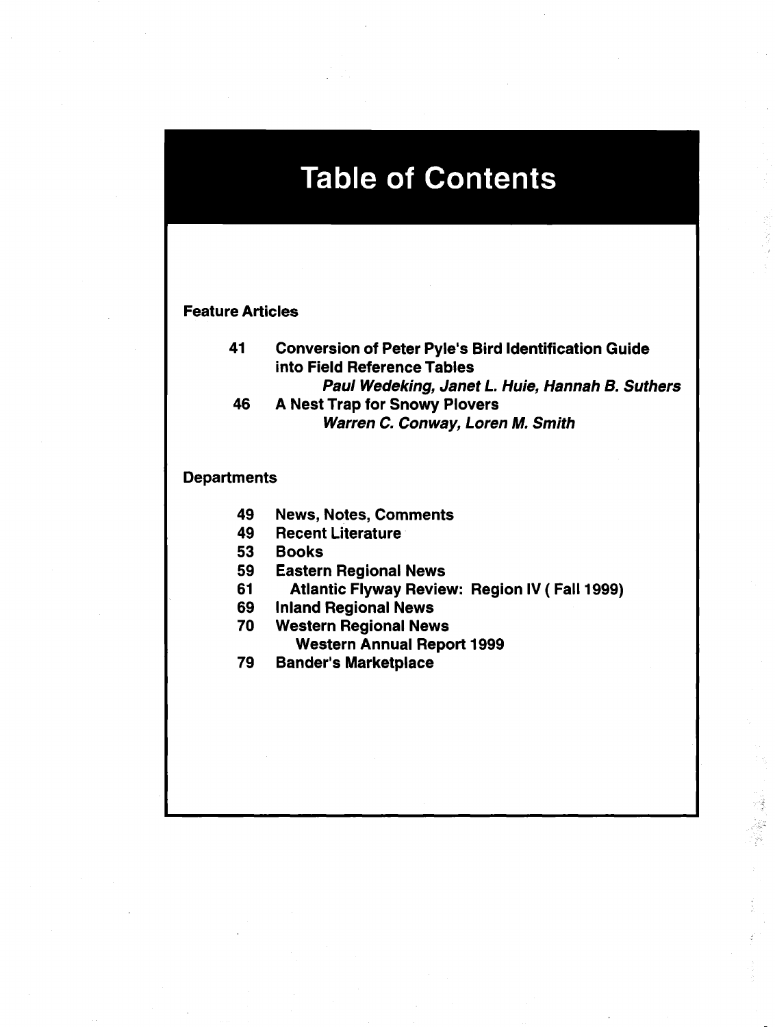# Table of Contents

**Feature Articles**

41 **Conversion of Peter Pyle's Bird Identification Guide into Field Reference Tables**
*Paul Wedeking, Janet L. Huie, Hannah B. Suthers*

46 **A Nest Trap for Snowy Plovers**
*Warren C. Conway, Loren M. Smith*

**Departments**

49 **News, Notes, Comments**
49 **Recent Literature**
53 **Books**
59 **Eastern Regional News**
61 **Atlantic Flyway Review: Region IV ( Fall 1999)**
69 **Inland Regional News**
70 **Western Regional News**
**Western Annual Report 1999**
79 **Bander's Marketplace**